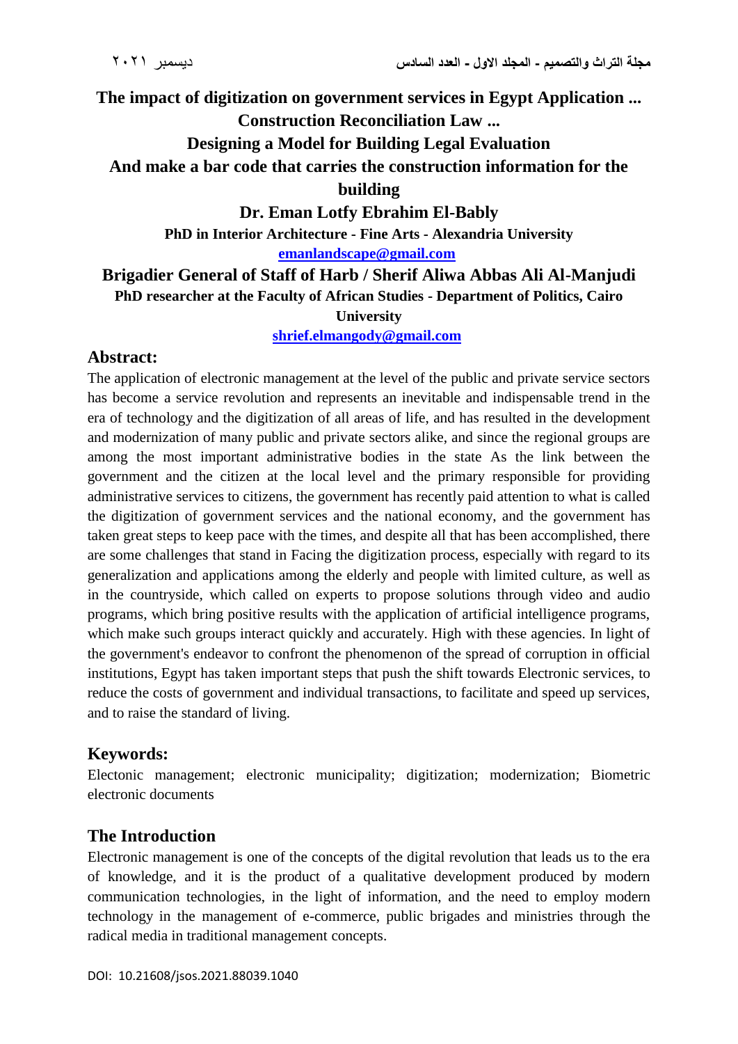# The impact of digitization on government services in Egypt Application ... Construction Reconciliation Law ... Designing a Model for Building Legal Evaluation And make a bar code that carries the construction information for the building

**Dr. Eman Lotfy Ebrahim El-Bably**

**PhD in Interior Architecture - Fine Arts - Alexandria University**

**emanlandscape@gmail.com**

**Brigadier General of Staff of Harb / Sherif Aliwa Abbas Ali Al-Manjudi**

**PhD researcher at the Faculty of African Studies - Department of Politics, Cairo University**

**shrief.elmangody@gmail.com**

## Abstract:

The application of electronic management at the level of the public and private service sectors has become a service revolution and represents an inevitable and indispensable trend in the era of technology and the digitization of all areas of life, and has resulted in the development and modernization of many public and private sectors alike, and since the regional groups are among the most important administrative bodies in the state As the link between the government and the citizen at the local level and the primary responsible for providing administrative services to citizens, the government has recently paid attention to what is called the digitization of government services and the national economy, and the government has taken great steps to keep pace with the times, and despite all that has been accomplished, there are some challenges that stand in Facing the digitization process, especially with regard to its generalization and applications among the elderly and people with limited culture, as well as in the countryside, which called on experts to propose solutions through video and audio programs, which bring positive results with the application of artificial intelligence programs, which make such groups interact quickly and accurately. High with these agencies. In light of the government's endeavor to confront the phenomenon of the spread of corruption in official institutions, Egypt has taken important steps that push the shift towards Electronic services, to reduce the costs of government and individual transactions, to facilitate and speed up services, and to raise the standard of living.

## Keywords:

Electonic management; electronic municipality; digitization; modernization; Biometric electronic documents

## The Introduction

Electronic management is one of the concepts of the digital revolution that leads us to the era of knowledge, and it is the product of a qualitative development produced by modern communication technologies, in the light of information, and the need to employ modern technology in the management of e-commerce, public brigades and ministries through the radical media in traditional management concepts.

DOI: 10.21608/jsos.2021.88039.1040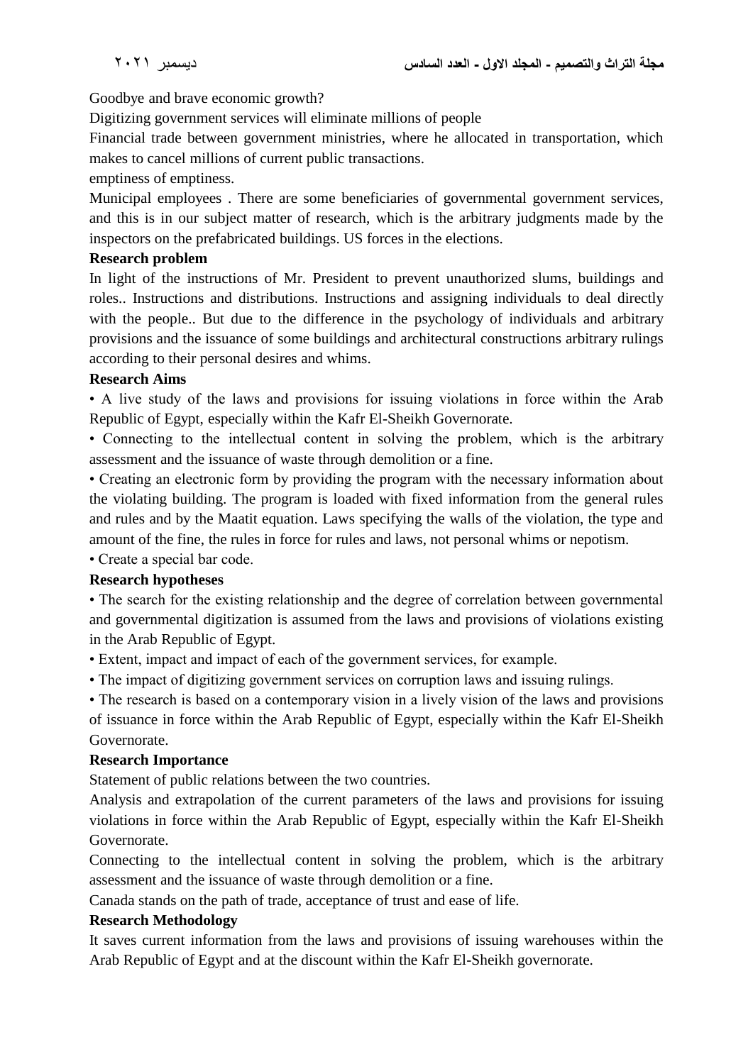Goodbye and brave economic growth?

Digitizing government services will eliminate millions of people

Financial trade between government ministries, where he allocated in transportation, which makes to cancel millions of current public transactions.

emptiness of emptiness.

Municipal employees . There are some beneficiaries of governmental government services, and this is in our subject matter of research, which is the arbitrary judgments made by the inspectors on the prefabricated buildings. US forces in the elections.

**Research problem**

In light of the instructions of Mr. President to prevent unauthorized slums, buildings and roles.. Instructions and distributions. Instructions and assigning individuals to deal directly with the people.. But due to the difference in the psychology of individuals and arbitrary provisions and the issuance of some buildings and architectural constructions arbitrary rulings according to their personal desires and whims.

**Research Aims**

- A live study of the laws and provisions for issuing violations in force within the Arab Republic of Egypt, especially within the Kafr El-Sheikh Governorate.
- Connecting to the intellectual content in solving the problem, which is the arbitrary assessment and the issuance of waste through demolition or a fine.
- Creating an electronic form by providing the program with the necessary information about the violating building. The program is loaded with fixed information from the general rules and rules and by the Maatit equation. Laws specifying the walls of the violation, the type and amount of the fine, the rules in force for rules and laws, not personal whims or nepotism.
- Create a special bar code.

**Research hypotheses**

- The search for the existing relationship and the degree of correlation between governmental and governmental digitization is assumed from the laws and provisions of violations existing in the Arab Republic of Egypt.
- Extent, impact and impact of each of the government services, for example.
- The impact of digitizing government services on corruption laws and issuing rulings.
- The research is based on a contemporary vision in a lively vision of the laws and provisions of issuance in force within the Arab Republic of Egypt, especially within the Kafr El-Sheikh Governorate.

**Research Importance**

Statement of public relations between the two countries.

Analysis and extrapolation of the current parameters of the laws and provisions for issuing violations in force within the Arab Republic of Egypt, especially within the Kafr El-Sheikh Governorate.

Connecting to the intellectual content in solving the problem, which is the arbitrary assessment and the issuance of waste through demolition or a fine.

Canada stands on the path of trade, acceptance of trust and ease of life.

**Research Methodology**

It saves current information from the laws and provisions of issuing warehouses within the Arab Republic of Egypt and at the discount within the Kafr El-Sheikh governorate.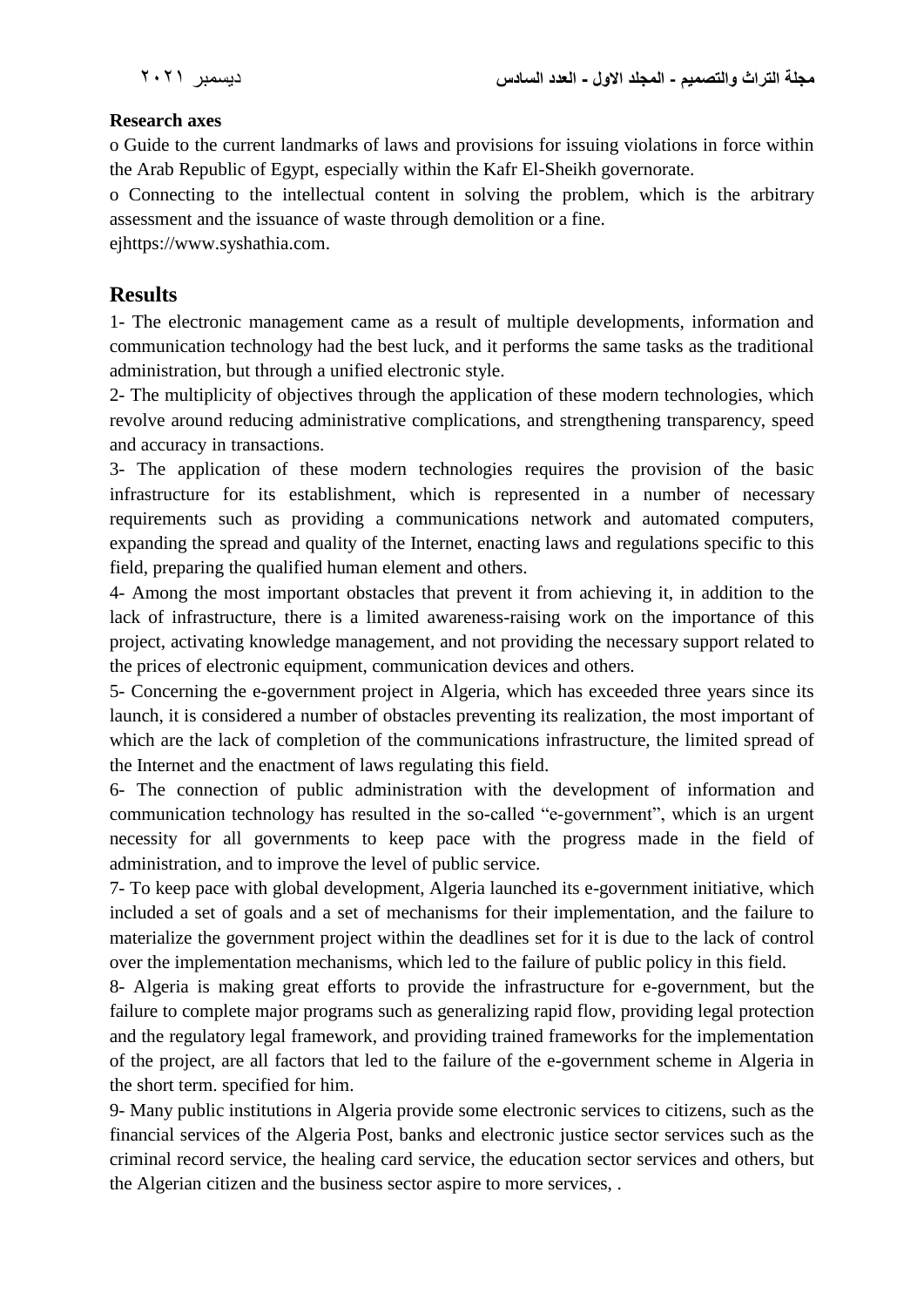**Research axes**

o Guide to the current landmarks of laws and provisions for issuing violations in force within the Arab Republic of Egypt, especially within the Kafr El-Sheikh governorate.

o Connecting to the intellectual content in solving the problem, which is the arbitrary assessment and the issuance of waste through demolition or a fine.

ejhttps://www.syshathia.com.

## Results

1- The electronic management came as a result of multiple developments, information and communication technology had the best luck, and it performs the same tasks as the traditional administration, but through a unified electronic style.

2- The multiplicity of objectives through the application of these modern technologies, which revolve around reducing administrative complications, and strengthening transparency, speed and accuracy in transactions.

3- The application of these modern technologies requires the provision of the basic infrastructure for its establishment, which is represented in a number of necessary requirements such as providing a communications network and automated computers, expanding the spread and quality of the Internet, enacting laws and regulations specific to this field, preparing the qualified human element and others.

4- Among the most important obstacles that prevent it from achieving it, in addition to the lack of infrastructure, there is a limited awareness-raising work on the importance of this project, activating knowledge management, and not providing the necessary support related to the prices of electronic equipment, communication devices and others.

5- Concerning the e-government project in Algeria, which has exceeded three years since its launch, it is considered a number of obstacles preventing its realization, the most important of which are the lack of completion of the communications infrastructure, the limited spread of the Internet and the enactment of laws regulating this field.

6- The connection of public administration with the development of information and communication technology has resulted in the so-called “e-government”, which is an urgent necessity for all governments to keep pace with the progress made in the field of administration, and to improve the level of public service.

7- To keep pace with global development, Algeria launched its e-government initiative, which included a set of goals and a set of mechanisms for their implementation, and the failure to materialize the government project within the deadlines set for it is due to the lack of control over the implementation mechanisms, which led to the failure of public policy in this field.

8- Algeria is making great efforts to provide the infrastructure for e-government, but the failure to complete major programs such as generalizing rapid flow, providing legal protection and the regulatory legal framework, and providing trained frameworks for the implementation of the project, are all factors that led to the failure of the e-government scheme in Algeria in the short term. specified for him.

9- Many public institutions in Algeria provide some electronic services to citizens, such as the financial services of the Algeria Post, banks and electronic justice sector services such as the criminal record service, the healing card service, the education sector services and others, but the Algerian citizen and the business sector aspire to more services, .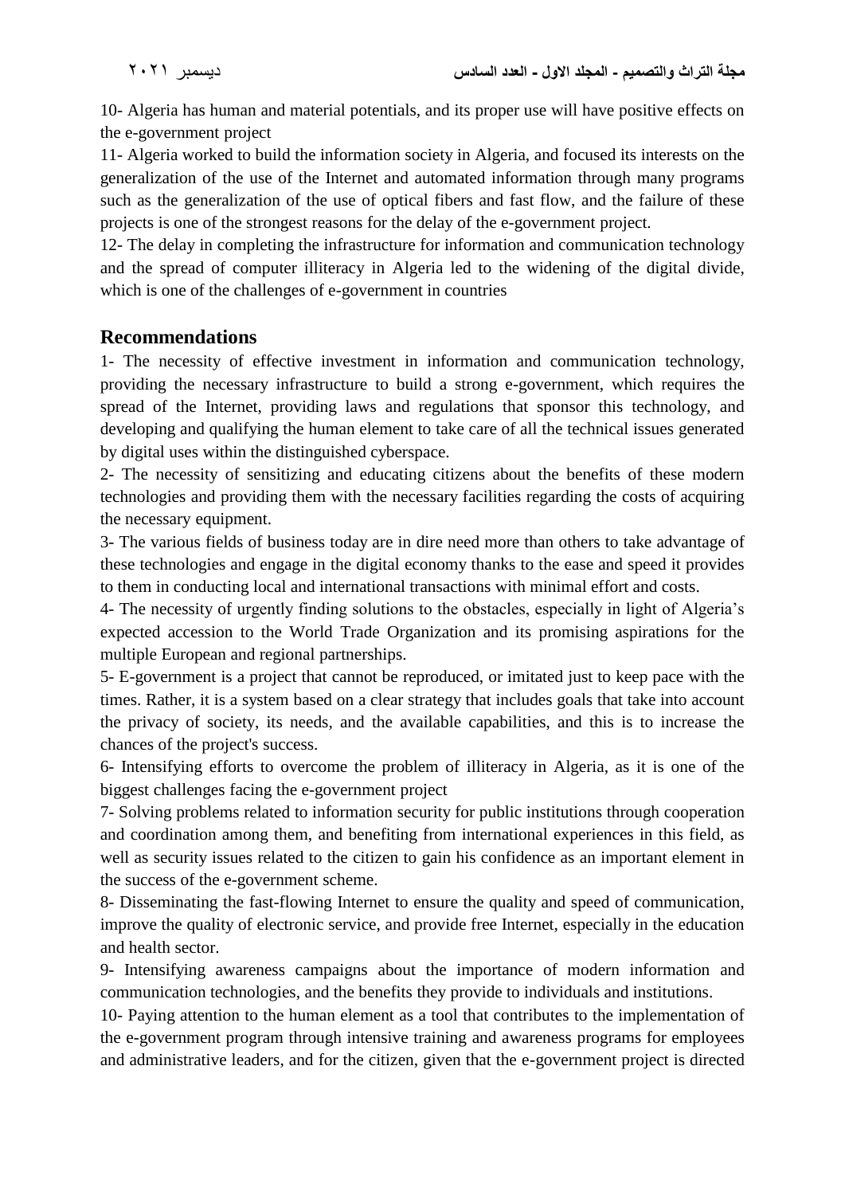10- Algeria has human and material potentials, and its proper use will have positive effects on the e-government project

11- Algeria worked to build the information society in Algeria, and focused its interests on the generalization of the use of the Internet and automated information through many programs such as the generalization of the use of optical fibers and fast flow, and the failure of these projects is one of the strongest reasons for the delay of the e-government project.

12- The delay in completing the infrastructure for information and communication technology and the spread of computer illiteracy in Algeria led to the widening of the digital divide, which is one of the challenges of e-government in countries

## Recommendations

1- The necessity of effective investment in information and communication technology, providing the necessary infrastructure to build a strong e-government, which requires the spread of the Internet, providing laws and regulations that sponsor this technology, and developing and qualifying the human element to take care of all the technical issues generated by digital uses within the distinguished cyberspace.

2- The necessity of sensitizing and educating citizens about the benefits of these modern technologies and providing them with the necessary facilities regarding the costs of acquiring the necessary equipment.

3- The various fields of business today are in dire need more than others to take advantage of these technologies and engage in the digital economy thanks to the ease and speed it provides to them in conducting local and international transactions with minimal effort and costs.

4- The necessity of urgently finding solutions to the obstacles, especially in light of Algeria's expected accession to the World Trade Organization and its promising aspirations for the multiple European and regional partnerships.

5- E-government is a project that cannot be reproduced, or imitated just to keep pace with the times. Rather, it is a system based on a clear strategy that includes goals that take into account the privacy of society, its needs, and the available capabilities, and this is to increase the chances of the project's success.

6- Intensifying efforts to overcome the problem of illiteracy in Algeria, as it is one of the biggest challenges facing the e-government project

7- Solving problems related to information security for public institutions through cooperation and coordination among them, and benefiting from international experiences in this field, as well as security issues related to the citizen to gain his confidence as an important element in the success of the e-government scheme.

8- Disseminating the fast-flowing Internet to ensure the quality and speed of communication, improve the quality of electronic service, and provide free Internet, especially in the education and health sector.

9- Intensifying awareness campaigns about the importance of modern information and communication technologies, and the benefits they provide to individuals and institutions.

10- Paying attention to the human element as a tool that contributes to the implementation of the e-government program through intensive training and awareness programs for employees and administrative leaders, and for the citizen, given that the e-government project is directed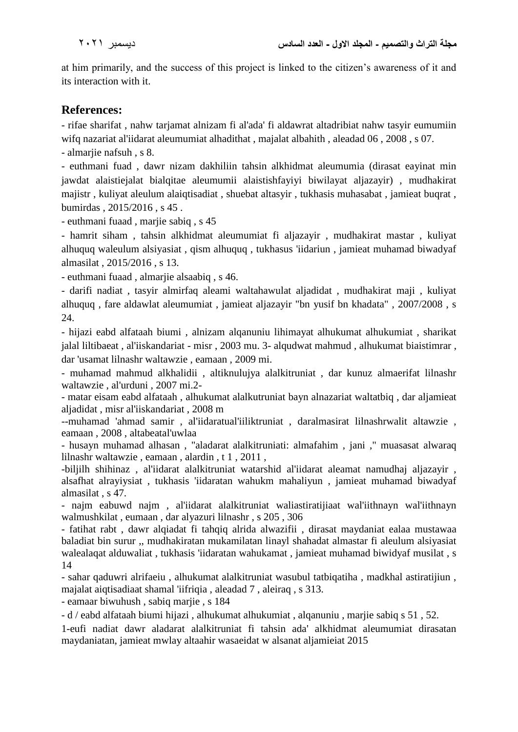at him primarily, and the success of this project is linked to the citizen's awareness of it and its interaction with it.

## References:

- rifae sharifat , nahw tarjamat alnizam fi al'ada' fi aldawrat altadribiat nahw tasyir eumumiin wifq nazariat al'iidarat aleumumiat alhadithat , majalat albahith , aleadad 06 , 2008 , s 07.
- almarjie nafsuh , s 8.
- euthmani fuad , dawr nizam dakhiliin tahsin alkhidmat aleumumia (dirasat eayinat min jawdat alaistiejalat bialqitae aleumumii alaistishfayiyi biwilayat aljazayir) , mudhakirat majistr , kuliyat aleulum alaiqtisadiat , shuebat altasyir , tukhasis muhasabat , jamieat buqrat , bumirdas , 2015/2016 , s 45 .
- euthmani fuaad , marjie sabiq , s 45
- hamrit siham , tahsin alkhidmat aleumumiat fi aljazayir , mudhakirat mastar , kuliyat alhuquq waleulum alsiyasiat , qism alhuquq , tukhasus 'iidariun , jamieat muhamad biwadyaf almasilat , 2015/2016 , s 13.
- euthmani fuaad , almarjie alsaabiq , s 46.
- darifi nadiat , tasyir almirfaq aleami waltahawulat aljadidat , mudhakirat maji , kuliyat alhuquq , fare aldawlat aleumumiat , jamieat aljazayir "bn yusif bn khadata" , 2007/2008 , s 24.
- hijazi eabd alfataah biumi , alnizam alqanuniu lihimayat alhukumat alhukumiat , sharikat jalal liltibaeat , al'iiskandariat - misr , 2003 mu. 3- alqudwat mahmud , alhukumat biaistimrar , dar 'usamat lilnashr waltawzie , eamaan , 2009 mi.
- muhamad mahmud alkhalidii , altiknulujya alalkitruniat , dar kunuz almaerifat lilnashr waltawzie , al'urduni , 2007 mi.2-
- matar eisam eabd alfataah , alhukumat alalkutruniat bayn alnazariat waltatbiq , dar aljamieat aljadidat , misr al'iiskandariat , 2008 m
--muhamad 'ahmad samir , al'iidaratual'iiliktruniat , daralmasirat lilnashrwalit altawzie , eamaan , 2008 , altabeatal'uwlaa
- husayn muhamad alhasan , "aladarat alalkitruniati: almafahim , jani ," muasasat alwaraq lilnashr waltawzie , eamaan , alardin , t 1 , 2011 ,
-biljilh shihinaz , al'iidarat alalkitruniat watarshid al'iidarat aleamat namudhaj aljazayir , alsafhat alrayiysiat , tukhasis 'iidaratan wahukm mahaliyun , jamieat muhamad biwadyaf almasilat , s 47.
- najm eabuwd najm , al'iidarat alalkitruniat waliastiratijiaat wal'iithnayn wal'iithnayn walmushkilat , eumaan , dar alyazuri lilnashr , s 205 , 306
- fatihat rabt , dawr alqiadat fi tahqiq alrida alwazifii , dirasat maydaniat ealaa mustawaa baladiat bin surur ,, mudhakiratan mukamilatan linayl shahadat almastar fi aleulum alsiyasiat walealaqat alduwaliat , tukhasis 'iidaratan wahukamat , jamieat muhamad biwidyaf musilat , s 14
- sahar qaduwri alrifaeiu , alhukumat alalkitruniat wasubul tatbiqatiha , madkhal astiratijiun , majalat aiqtisadiaat shamal 'iifriqia , aleadad 7 , aleiraq , s 313.
- eamaar biwuhush , sabiq marjie , s 184
- d / eabd alfataah biumi hijazi , alhukumat alhukumiat , alqanuniu , marjie sabiq s 51 , 52.

1-eufi nadiat dawr aladarat alalkitruniat fi tahsin ada' alkhidmat aleumumiat dirasatan maydaniatan, jamieat mwlay altaahir wasaeidat w alsanat aljamieiat 2015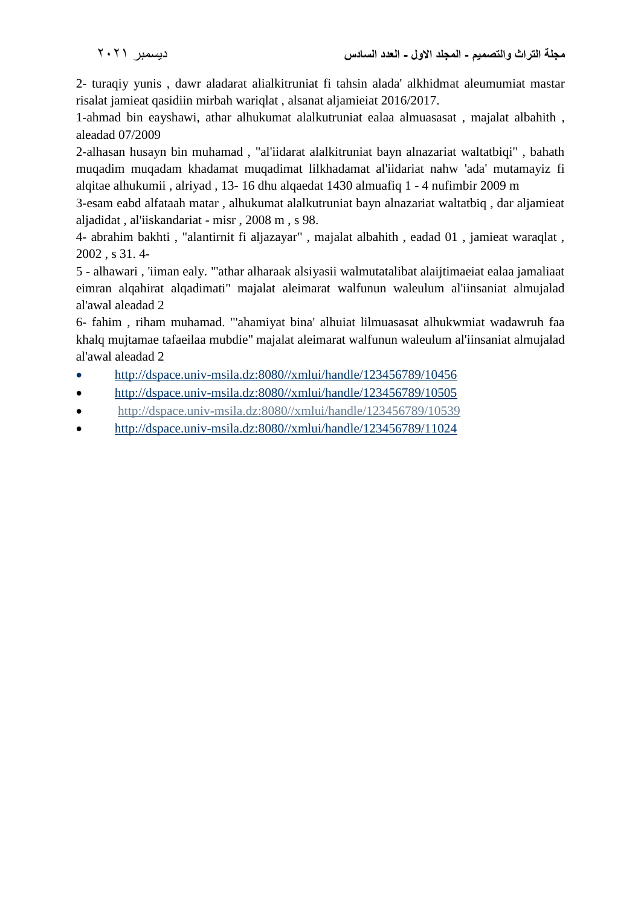2- turaqiy yunis , dawr aladarat alialkitruniat fi tahsin alada' alkhidmat aleumumiat mastar risalat jamieat qasidiin mirbah wariqlat , alsanat aljamieiat 2016/2017.

1-ahmad bin eayshawi, athar alhukumat alalkutruniat ealaa almuasasat , majalat albahith , aleadad 07/2009

2-alhasan husayn bin muhamad , "al'iidarat alalkitruniat bayn alnazariat waltatbiqi" , bahath muqadim muqadam khadamat muqadimat lilkhadamat al'iidariat nahw 'ada' mutamayiz fi alqitae alhukumii , alriyad , 13- 16 dhu alqaedat 1430 almuafiq 1 - 4 nufimbir 2009 m

3-esam eabd alfataah matar , alhukumat alalkutruniat bayn alnazariat waltatbiq , dar aljamieat aljadidat , al'iiskandariat - misr , 2008 m , s 98.

4- abrahim bakhti , "alantirnit fi aljazayar" , majalat albahith , eadad 01 , jamieat waraqlat , 2002 , s 31. 4-

5 - alhawari , 'iiman ealy. "'athar alharaak alsiyasii walmutatalibat alaijtimaeiat ealaa jamaliaat eimran alqahirat alqadimati" majalat aleimarat walfunun waleulum al'iinsaniat almujalad al'awal aleadad 2

6- fahim , riham muhamad. "'ahamiyat bina' alhuiat lilmuasasat alhukwmiat wadawruh faa khalq mujtamae tafaeilaa mubdie" majalat aleimarat walfunun waleulum al'iinsaniat almujalad al'awal aleadad 2

- http://dspace.univ-msila.dz:8080//xmlui/handle/123456789/10456
- http://dspace.univ-msila.dz:8080//xmlui/handle/123456789/10505
- http://dspace.univ-msila.dz:8080//xmlui/handle/123456789/10539
- http://dspace.univ-msila.dz:8080//xmlui/handle/123456789/11024